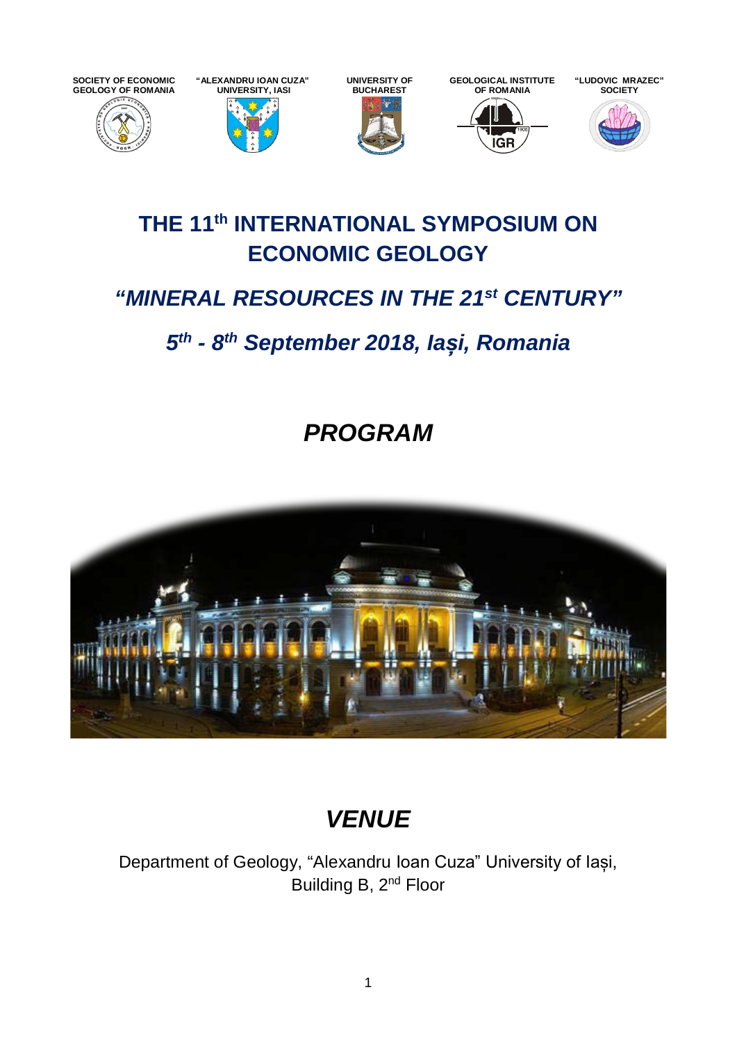SOCIETY OF ECONOMIC GEOLOGY OF ROMANIA | "ALEXANDRU IOAN CUZA" UNIVERSITY, IASI | UNIVERSITY OF BUCHAREST | GEOLOGICAL INSTITUTE OF ROMANIA | "LUDOVIC MRAZEC" SOCIETY

# THE 11th INTERNATIONAL SYMPOSIUM ON ECONOMIC GEOLOGY

## *"MINERAL RESOURCES IN THE 21st CENTURY"*

## *5th - 8th September 2018, Iași, Romania*

# *PROGRAM*

# *VENUE*

Department of Geology, "Alexandru Ioan Cuza" University of Iași, Building B, 2nd Floor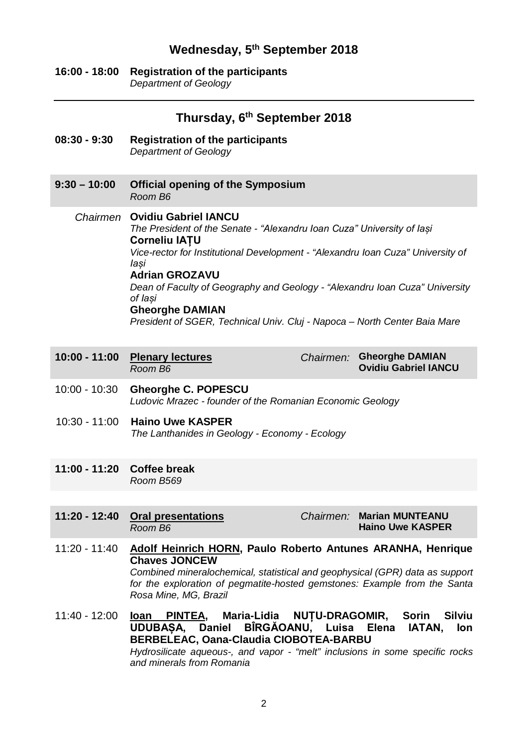## Wednesday, 5th September 2018

**16:00 - 18:00** **Registration of the participants**
*Department of Geology*

---

## Thursday, 6th September 2018

**08:30 - 9:30** **Registration of the participants**
*Department of Geology*

**9:30 – 10:00** **Official opening of the Symposium**
*Room B6*

*Chairmen* **Ovidiu Gabriel IANCU**
*The President of the Senate - "Alexandru Ioan Cuza" University of Iași*
**Corneliu IAȚU**
*Vice-rector for Institutional Development - "Alexandru Ioan Cuza" University of Iași*
**Adrian GROZAVU**
*Dean of Faculty of Geography and Geology - "Alexandru Ioan Cuza" University of Iași*
**Gheorghe DAMIAN**
*President of SGER, Technical Univ. Cluj - Napoca – North Center Baia Mare*

**10:00 - 11:00** **Plenary lectures**
*Room B6*
*Chairmen:* **Gheorghe DAMIAN**, **Ovidiu Gabriel IANCU**

10:00 - 10:30 **Gheorghe C. POPESCU**
*Ludovic Mrazec - founder of the Romanian Economic Geology*

10:30 - 11:00 **Haino Uwe KASPER**
*The Lanthanides in Geology - Economy - Ecology*

**11:00 - 11:20** **Coffee break**
*Room B569*

**11:20 - 12:40** **Oral presentations**
*Room B6*
*Chairmen:* **Marian MUNTEANU**, **Haino Uwe KASPER**

11:20 - 11:40 **Adolf Heinrich HORN, Paulo Roberto Antunes ARANHA, Henrique Chaves JONCEW**
*Combined mineralochemical, statistical and geophysical (GPR) data as support for the exploration of pegmatite-hosted gemstones: Example from the Santa Rosa Mine, MG, Brazil*

11:40 - 12:00 **Ioan PINTEA, Maria-Lidia NUȚU-DRAGOMIR, Sorin Silviu UDUBAȘA, Daniel BÎRGĂOANU, Luisa Elena IATAN, Ion BERBELEAC, Oana-Claudia CIOBOTEA-BARBU**
*Hydrosilicate aqueous-, and vapor - "melt" inclusions in some specific rocks and minerals from Romania*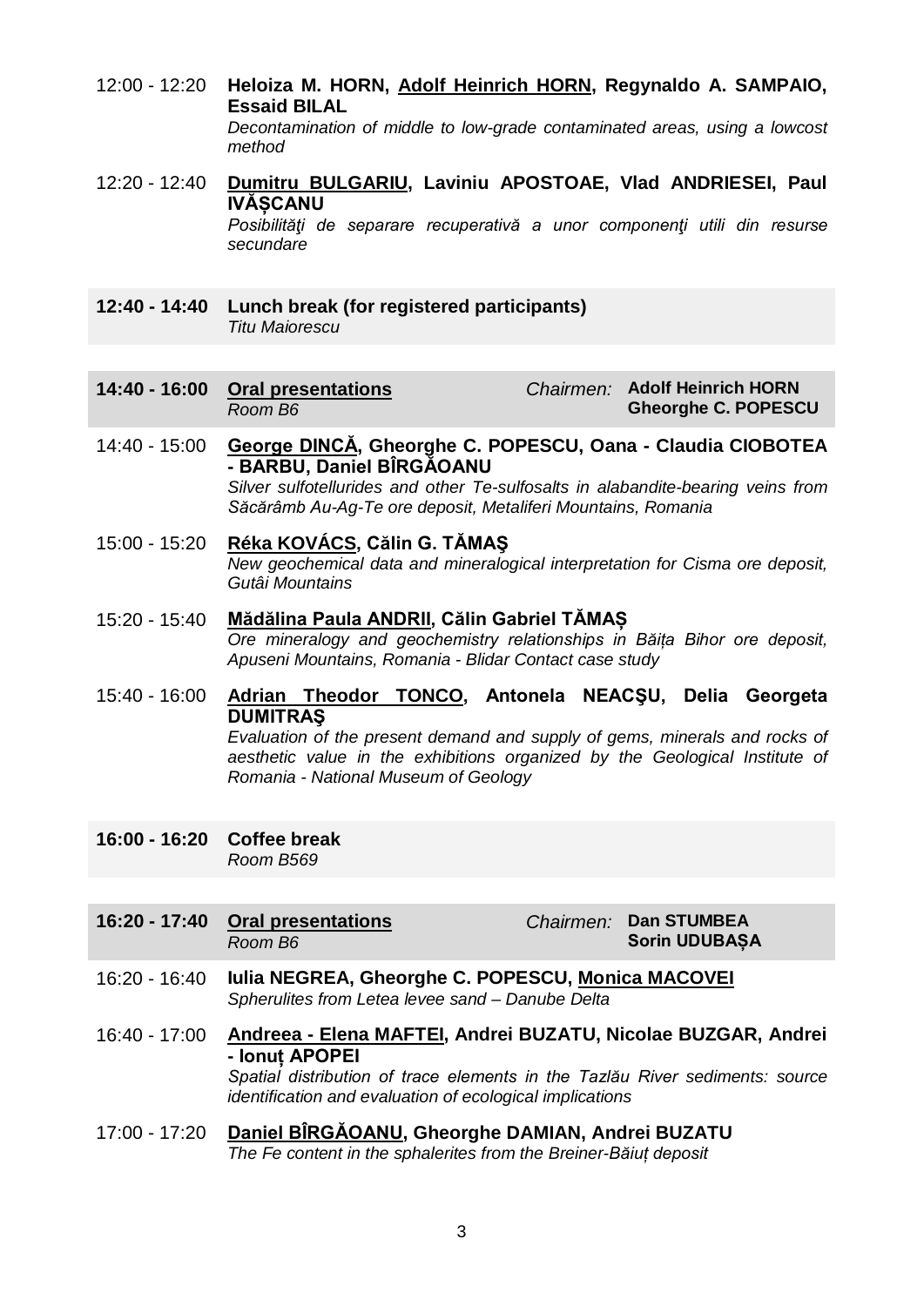12:00 - 12:20 **Heloiza M. HORN, <u>Adolf Heinrich HORN</u>, Regynaldo A. SAMPAIO, Essaid BILAL**
*Decontamination of middle to low-grade contaminated areas, using a lowcost method*

12:20 - 12:40 **<u>Dumitru BULGARIU</u>, Laviniu APOSTOAE, Vlad ANDRIESEI, Paul IVĂȘCANU**
*Posibilităţi de separare recuperativă a unor componenţi utili din resurse secundare*

**12:40 - 14:40 Lunch break (for registered participants)**
*Titu Maiorescu*

**14:40 - 16:00 <u>Oral presentations</u>** *Room B6* — *Chairmen:* **Adolf Heinrich HORN, Gheorghe C. POPESCU**

14:40 - 15:00 **<u>George DINCĂ</u>, Gheorghe C. POPESCU, Oana - Claudia CIOBOTEA - BARBU, Daniel BÎRGĂOANU**
*Silver sulfotellurides and other Te-sulfosalts in alabandite-bearing veins from Săcărâmb Au-Ag-Te ore deposit, Metaliferi Mountains, Romania*

15:00 - 15:20 **<u>Réka KOVÁCS</u>, Călin G. TĂMAŞ**
*New geochemical data and mineralogical interpretation for Cisma ore deposit, Gutâi Mountains*

15:20 - 15:40 **<u>Mădălina Paula ANDRII</u>, Călin Gabriel TĂMAȘ**
*Ore mineralogy and geochemistry relationships in Băița Bihor ore deposit, Apuseni Mountains, Romania - Blidar Contact case study*

15:40 - 16:00 **<u>Adrian Theodor TONCO</u>, Antonela NEACŞU, Delia Georgeta DUMITRAŞ**
*Evaluation of the present demand and supply of gems, minerals and rocks of aesthetic value in the exhibitions organized by the Geological Institute of Romania - National Museum of Geology*

**16:00 - 16:20 Coffee break**
*Room B569*

**16:20 - 17:40 <u>Oral presentations</u>** *Room B6* — *Chairmen:* **Dan STUMBEA, Sorin UDUBAȘA**

16:20 - 16:40 **Iulia NEGREA, Gheorghe C. POPESCU, <u>Monica MACOVEI</u>**
*Spherulites from Letea levee sand – Danube Delta*

16:40 - 17:00 **<u>Andreea - Elena MAFTEI</u>, Andrei BUZATU, Nicolae BUZGAR, Andrei - Ionuț APOPEI**
*Spatial distribution of trace elements in the Tazlău River sediments: source identification and evaluation of ecological implications*

17:00 - 17:20 **<u>Daniel BÎRGĂOANU</u>, Gheorghe DAMIAN, Andrei BUZATU**
*The Fe content in the sphalerites from the Breiner-Băiuț deposit*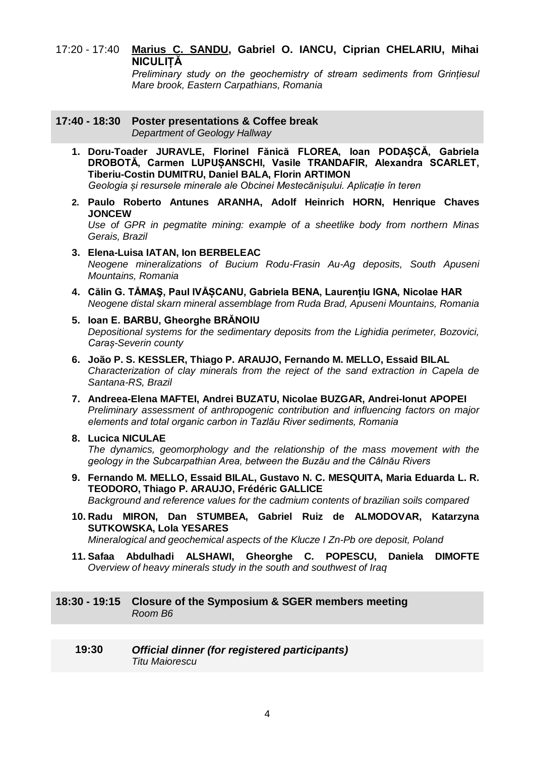17:20 - 17:40 **<u>Marius C. SANDU</u>, Gabriel O. IANCU, Ciprian CHELARIU, Mihai NICULIȚĂ**
*Preliminary study on the geochemistry of stream sediments from Grințiesul Mare brook, Eastern Carpathians, Romania*

**17:40 - 18:30 Poster presentations & Coffee break**
*Department of Geology Hallway*

1. **Doru-Toader JURAVLE, Florinel Fănică FLOREA, Ioan PODAȘCĂ, Gabriela DROBOTĂ, Carmen LUPUȘANSCHI, Vasile TRANDAFIR, Alexandra SCARLET, Tiberiu-Costin DUMITRU, Daniel BALA, Florin ARTIMON**
   *Geologia și resursele minerale ale Obcinei Mestecănișului. Aplicație în teren*
2. **Paulo Roberto Antunes ARANHA, Adolf Heinrich HORN, Henrique Chaves JONCEW**
   *Use of GPR in pegmatite mining: example of a sheetlike body from northern Minas Gerais, Brazil*
3. **Elena-Luisa IATAN, Ion BERBELEAC**
   *Neogene mineralizations of Bucium Rodu-Frasin Au-Ag deposits, South Apuseni Mountains, Romania*
4. **Călin G. TĂMAŞ, Paul IVĂȘCANU, Gabriela BENA, Laurențiu IGNA, Nicolae HAR**
   *Neogene distal skarn mineral assemblage from Ruda Brad, Apuseni Mountains, Romania*
5. **Ioan E. BARBU, Gheorghe BRĂNOIU**
   *Depositional systems for the sedimentary deposits from the Lighidia perimeter, Bozovici, Caraș-Severin county*
6. **João P. S. KESSLER, Thiago P. ARAUJO, Fernando M. MELLO, Essaid BILAL**
   *Characterization of clay minerals from the reject of the sand extraction in Capela de Santana-RS, Brazil*
7. **Andreea-Elena MAFTEI, Andrei BUZATU, Nicolae BUZGAR, Andrei-Ionut APOPEI**
   *Preliminary assessment of anthropogenic contribution and influencing factors on major elements and total organic carbon in Tazlău River sediments, Romania*
8. **Lucica NICULAE**
   *The dynamics, geomorphology and the relationship of the mass movement with the geology in the Subcarpathian Area, between the Buzău and the Câlnău Rivers*
9. **Fernando M. MELLO, Essaid BILAL, Gustavo N. C. MESQUITA, Maria Eduarda L. R. TEODORO, Thiago P. ARAUJO, Frédéric GALLICE**
   *Background and reference values for the cadmium contents of brazilian soils compared*
10. **Radu MIRON, Dan STUMBEA, Gabriel Ruiz de ALMODOVAR, Katarzyna SUTKOWSKA, Lola YESARES**
    *Mineralogical and geochemical aspects of the Klucze I Zn-Pb ore deposit, Poland*
11. **Safaa Abdulhadi ALSHAWI, Gheorghe C. POPESCU, Daniela DIMOFTE**
    *Overview of heavy minerals study in the south and southwest of Iraq*

**18:30 - 19:15 Closure of the Symposium & SGER members meeting**
*Room B6*

**19:30** ***Official dinner (for registered participants)***
*Titu Maiorescu*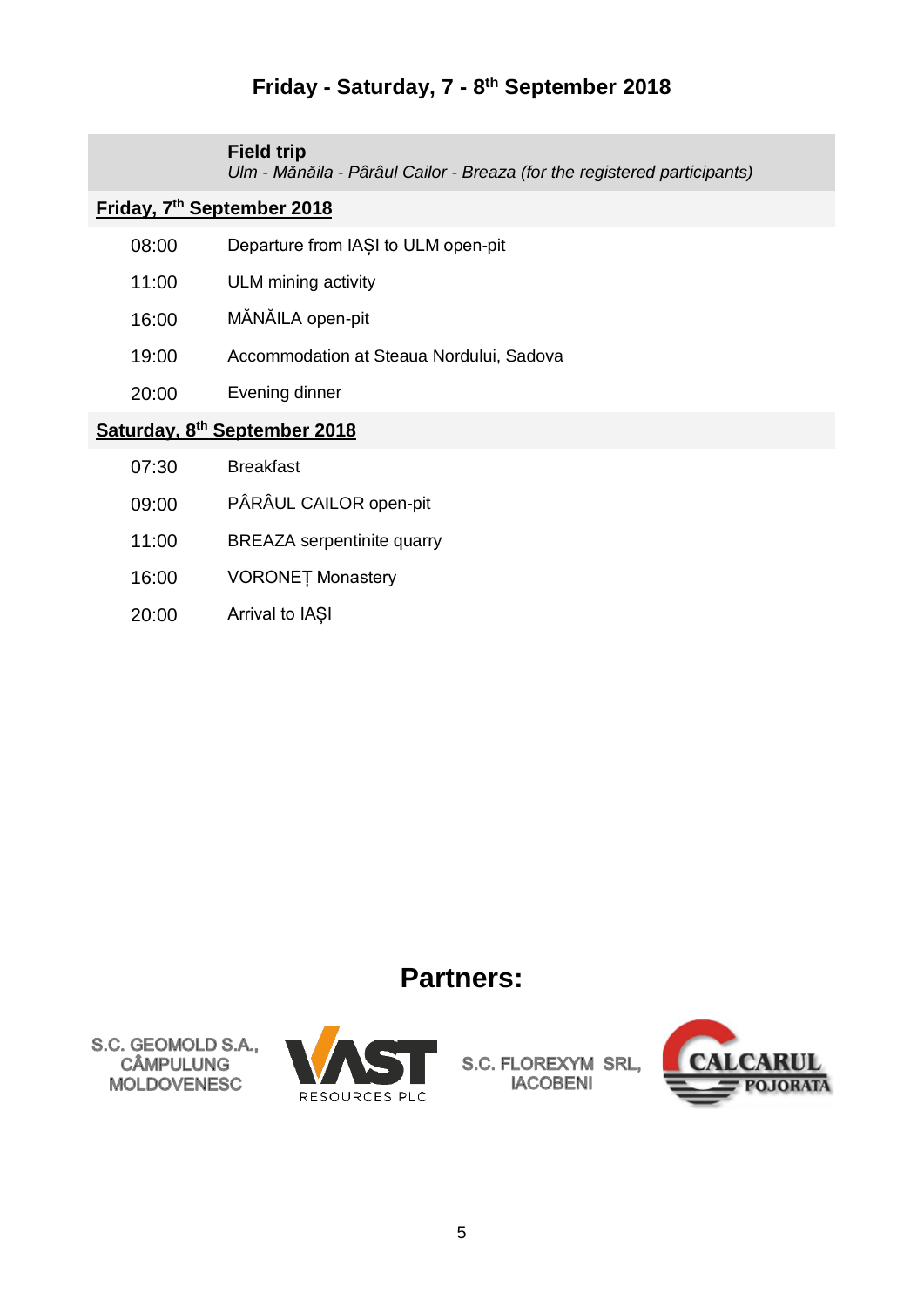## Friday - Saturday, 7 - 8th September 2018

**Field trip**
*Ulm - Mănăila - Pârâul Cailor - Breaza (for the registered participants)*

| | |
|---|---|
| **Friday, 7th September 2018** | |
| 08:00 | Departure from IAȘI to ULM open-pit |
| 11:00 | ULM mining activity |
| 16:00 | MĂNĂILA open-pit |
| 19:00 | Accommodation at Steaua Nordului, Sadova |
| 20:00 | Evening dinner |
| **Saturday, 8th September 2018** | |
| 07:30 | Breakfast |
| 09:00 | PÂRÂUL CAILOR open-pit |
| 11:00 | BREAZA serpentinite quarry |
| 16:00 | VORONEȚ Monastery |
| 20:00 | Arrival to IAȘI |

## Partners:

S.C. GEOMOLD S.A., CÂMPULUNG MOLDOVENESC

VAST RESOURCES PLC

S.C. FLOREXYM SRL, IACOBENI

CALCARUL POJORATA